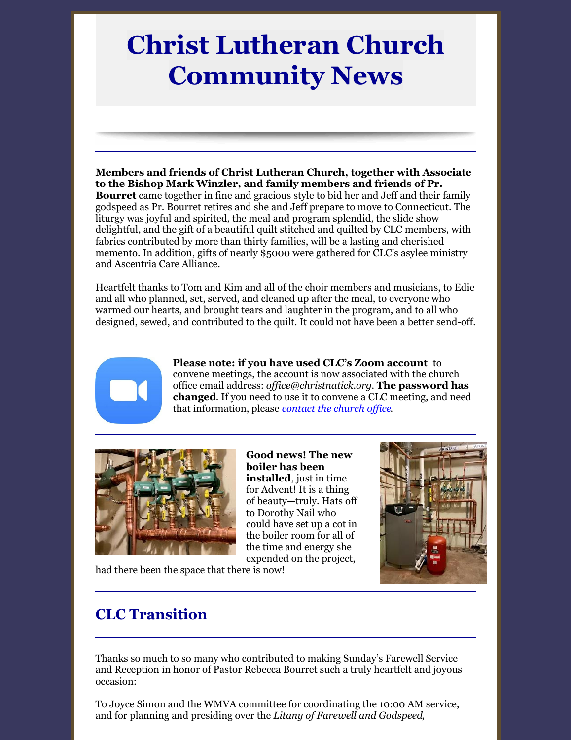# Christ Lutheran Church Community News

---

**Members and friends of Christ Lutheran Church, together with Associate to the Bishop Mark Winzler, and family members and friends of Pr. Bourret** came together in fine and gracious style to bid her and Jeff and their family godspeed as Pr. Bourret retires and she and Jeff prepare to move to Connecticut. The liturgy was joyful and spirited, the meal and program splendid, the slide show delightful, and the gift of a beautiful quilt stitched and quilted by CLC members, with fabrics contributed by more than thirty families, will be a lasting and cherished memento. In addition, gifts of nearly $5000 were gathered for CLC's asylee ministry and Ascentria Care Alliance.

Heartfelt thanks to Tom and Kim and all of the choir members and musicians, to Edie and all who planned, set, served, and cleaned up after the meal, to everyone who warmed our hearts, and brought tears and laughter in the program, and to all who designed, sewed, and contributed to the quilt. It could not have been a better send-off.

---

**Please note: if you have used CLC's Zoom account** to convene meetings, the account is now associated with the church office email address: *office@christnatick.org*. **The password has changed**. If you need to use it to convene a CLC meeting, and need that information, please *contact the church office*.

---

**Good news! The new boiler has been installed**, just in time for Advent! It is a thing of beauty—truly. Hats off to Dorothy Nail who could have set up a cot in the boiler room for all of the time and energy she expended on the project, had there been the space that there is now!

---

## CLC Transition

Thanks so much to so many who contributed to making Sunday's Farewell Service and Reception in honor of Pastor Rebecca Bourret such a truly heartfelt and joyous occasion:

To Joyce Simon and the WMVA committee for coordinating the 10:00 AM service, and for planning and presiding over the *Litany of Farewell and Godspeed*,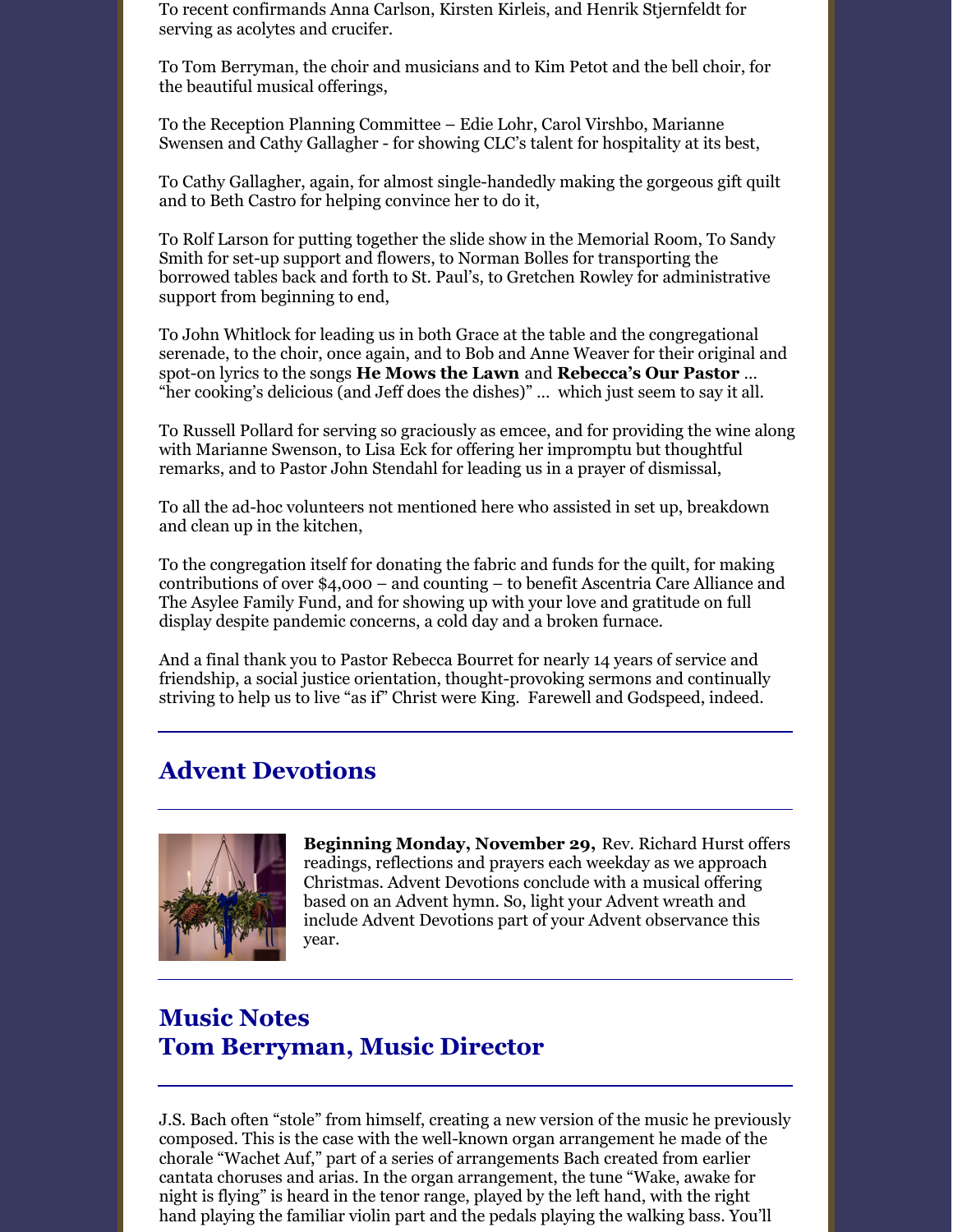To recent confirmands Anna Carlson, Kirsten Kirleis, and Henrik Stjernfeldt for serving as acolytes and crucifer.

To Tom Berryman, the choir and musicians and to Kim Petot and the bell choir, for the beautiful musical offerings,

To the Reception Planning Committee – Edie Lohr, Carol Virshbo, Marianne Swensen and Cathy Gallagher - for showing CLC's talent for hospitality at its best,

To Cathy Gallagher, again, for almost single-handedly making the gorgeous gift quilt and to Beth Castro for helping convince her to do it,

To Rolf Larson for putting together the slide show in the Memorial Room, To Sandy Smith for set-up support and flowers, to Norman Bolles for transporting the borrowed tables back and forth to St. Paul's, to Gretchen Rowley for administrative support from beginning to end,

To John Whitlock for leading us in both Grace at the table and the congregational serenade, to the choir, once again, and to Bob and Anne Weaver for their original and spot-on lyrics to the songs **He Mows the Lawn** and **Rebecca's Our Pastor** … "her cooking's delicious (and Jeff does the dishes)" … which just seem to say it all.

To Russell Pollard for serving so graciously as emcee, and for providing the wine along with Marianne Swenson, to Lisa Eck for offering her impromptu but thoughtful remarks, and to Pastor John Stendahl for leading us in a prayer of dismissal,

To all the ad-hoc volunteers not mentioned here who assisted in set up, breakdown and clean up in the kitchen,

To the congregation itself for donating the fabric and funds for the quilt, for making contributions of over $4,000 – and counting – to benefit Ascentria Care Alliance and The Asylee Family Fund, and for showing up with your love and gratitude on full display despite pandemic concerns, a cold day and a broken furnace.

And a final thank you to Pastor Rebecca Bourret for nearly 14 years of service and friendship, a social justice orientation, thought-provoking sermons and continually striving to help us to live "as if" Christ were King. Farewell and Godspeed, indeed.

---

## Advent Devotions

---

**Beginning Monday, November 29,** Rev. Richard Hurst offers readings, reflections and prayers each weekday as we approach Christmas. Advent Devotions conclude with a musical offering based on an Advent hymn. So, light your Advent wreath and include Advent Devotions part of your Advent observance this year.

---

## Music Notes
## Tom Berryman, Music Director

---

J.S. Bach often "stole" from himself, creating a new version of the music he previously composed. This is the case with the well-known organ arrangement he made of the chorale "Wachet Auf," part of a series of arrangements Bach created from earlier cantata choruses and arias. In the organ arrangement, the tune "Wake, awake for night is flying" is heard in the tenor range, played by the left hand, with the right hand playing the familiar violin part and the pedals playing the walking bass. You'll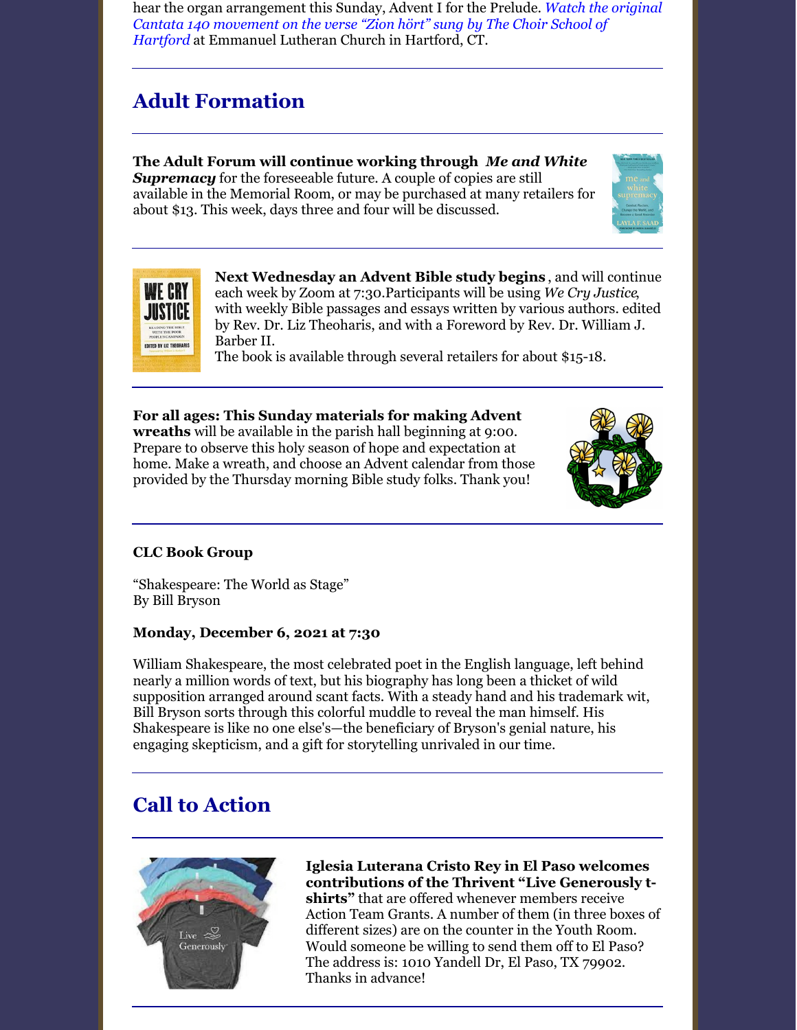hear the organ arrangement this Sunday, Advent I for the Prelude. *Watch the original Cantata 140 movement on the verse "Zion hört" sung by The Choir School of Hartford* at Emmanuel Lutheran Church in Hartford, CT.

---

## Adult Formation

---

**The Adult Forum will continue working through *Me and White Supremacy*** for the foreseeable future. A couple of copies are still available in the Memorial Room, or may be purchased at many retailers for about $13. This week, days three and four will be discussed.

---

**Next Wednesday an Advent Bible study begins** , and will continue each week by Zoom at 7:30.Participants will be using *We Cry Justice*, with weekly Bible passages and essays written by various authors. edited by Rev. Dr. Liz Theoharis, and with a Foreword by Rev. Dr. William J. Barber II.
The book is available through several retailers for about $15-18.

---

**For all ages: This Sunday materials for making Advent wreaths** will be available in the parish hall beginning at 9:00. Prepare to observe this holy season of hope and expectation at home. Make a wreath, and choose an Advent calendar from those provided by the Thursday morning Bible study folks. Thank you!

---

**CLC Book Group**

"Shakespeare: The World as Stage"
By Bill Bryson

**Monday, December 6, 2021 at 7:30**

William Shakespeare, the most celebrated poet in the English language, left behind nearly a million words of text, but his biography has long been a thicket of wild supposition arranged around scant facts. With a steady hand and his trademark wit, Bill Bryson sorts through this colorful muddle to reveal the man himself. His Shakespeare is like no one else's—the beneficiary of Bryson's genial nature, his engaging skepticism, and a gift for storytelling unrivaled in our time.

---

## Call to Action

---

**Iglesia Luterana Cristo Rey in El Paso welcomes contributions of the Thrivent "Live Generously t-shirts"** that are offered whenever members receive Action Team Grants. A number of them (in three boxes of different sizes) are on the counter in the Youth Room. Would someone be willing to send them off to El Paso? The address is: 1010 Yandell Dr, El Paso, TX 79902. Thanks in advance!

---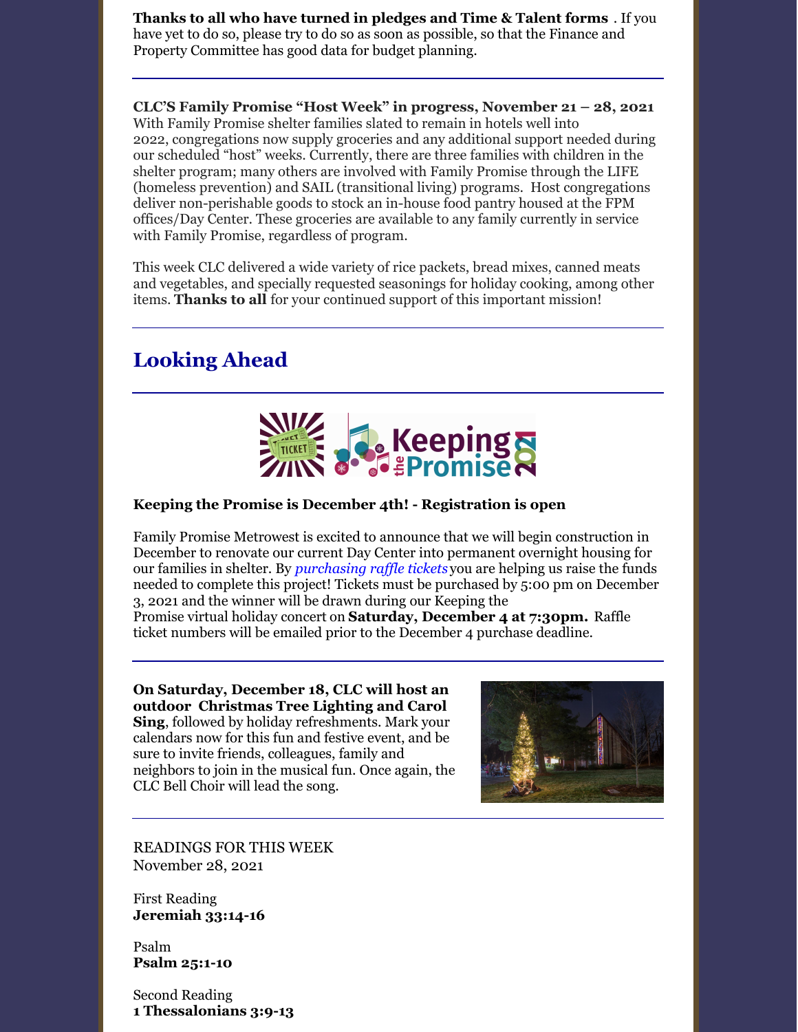**Thanks to all who have turned in pledges and Time & Talent forms** . If you have yet to do so, please try to do so as soon as possible, so that the Finance and Property Committee has good data for budget planning.

---

**CLC'S Family Promise "Host Week" in progress, November 21 – 28, 2021**
With Family Promise shelter families slated to remain in hotels well into 2022, congregations now supply groceries and any additional support needed during our scheduled "host" weeks. Currently, there are three families with children in the shelter program; many others are involved with Family Promise through the LIFE (homeless prevention) and SAIL (transitional living) programs. Host congregations deliver non-perishable goods to stock an in-house food pantry housed at the FPM offices/Day Center. These groceries are available to any family currently in service with Family Promise, regardless of program.

This week CLC delivered a wide variety of rice packets, bread mixes, canned meats and vegetables, and specially requested seasonings for holiday cooking, among other items. **Thanks to all** for your continued support of this important mission!

---

## Looking Ahead

---

**Keeping the Promise is December 4th! - Registration is open**

Family Promise Metrowest is excited to announce that we will begin construction in December to renovate our current Day Center into permanent overnight housing for our families in shelter. By *purchasing raffle tickets* you are helping us raise the funds needed to complete this project! Tickets must be purchased by 5:00 pm on December 3, 2021 and the winner will be drawn during our Keeping the Promise virtual holiday concert on **Saturday, December 4 at 7:30pm.** Raffle ticket numbers will be emailed prior to the December 4 purchase deadline.

---

**On Saturday, December 18, CLC will host an outdoor Christmas Tree Lighting and Carol Sing**, followed by holiday refreshments. Mark your calendars now for this fun and festive event, and be sure to invite friends, colleagues, family and neighbors to join in the musical fun. Once again, the CLC Bell Choir will lead the song.

---

READINGS FOR THIS WEEK
November 28, 2021

First Reading
**Jeremiah 33:14-16**

Psalm
**Psalm 25:1-10**

Second Reading
**1 Thessalonians 3:9-13**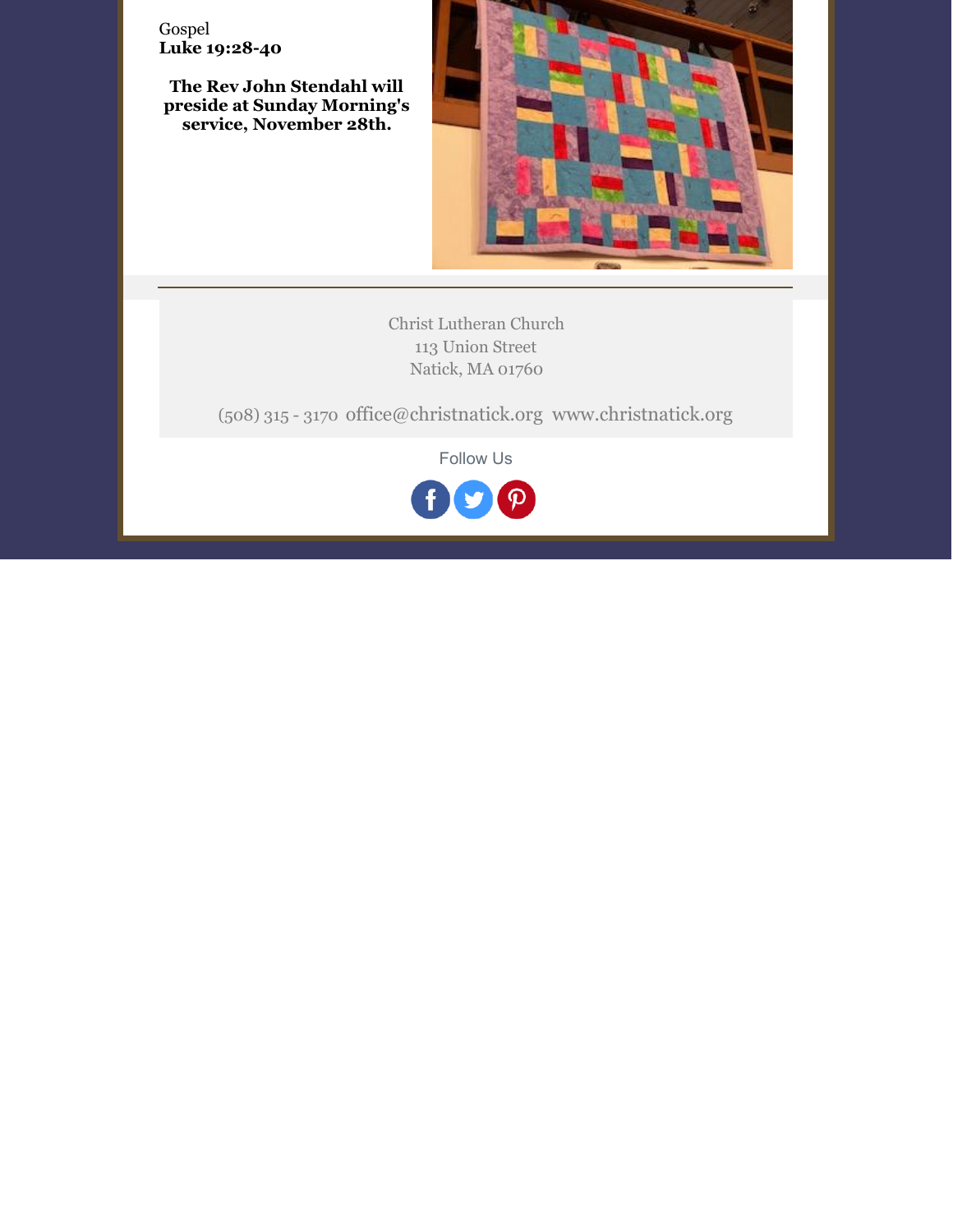Gospel
**Luke 19:28-40**

**The Rev John Stendahl will preside at Sunday Morning's service, November 28th.**

Christ Lutheran Church
113 Union Street
Natick, MA 01760

(508) 315 - 3170 office@christnatick.org www.christnatick.org

Follow Us